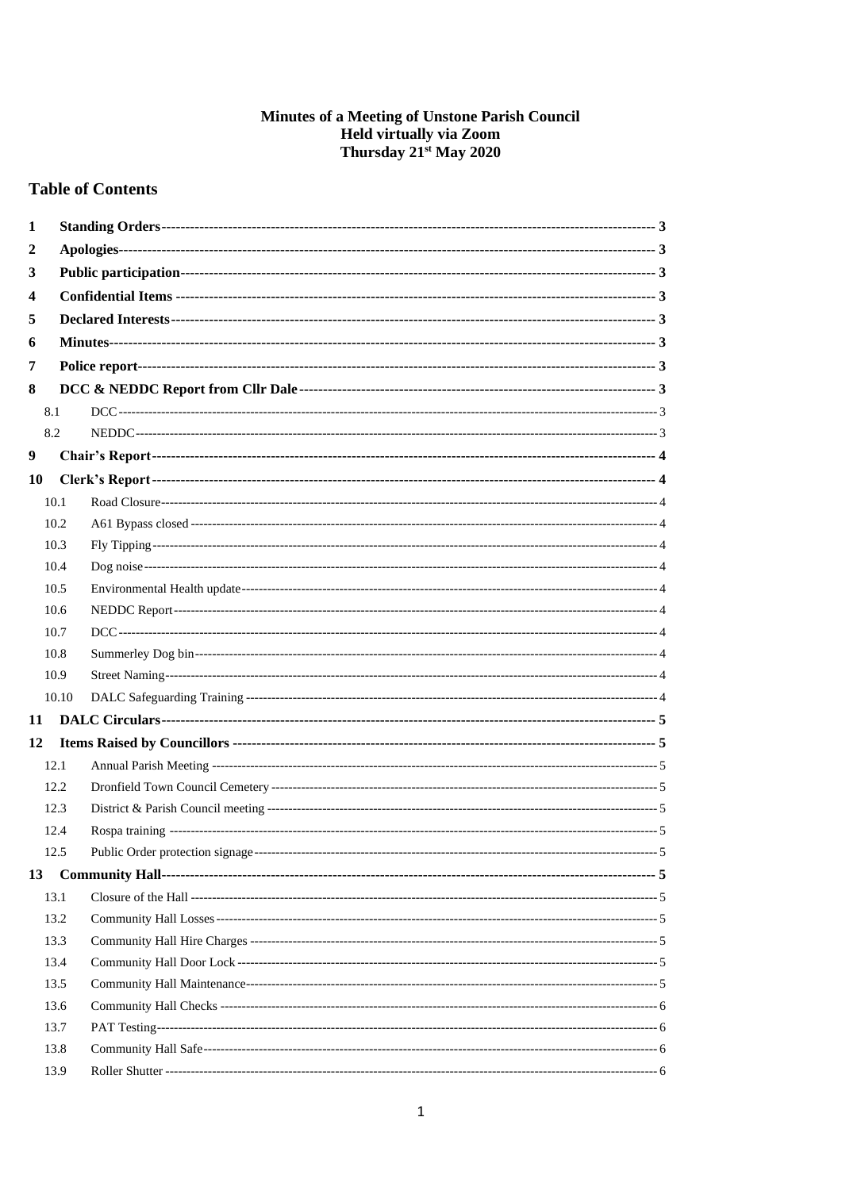# Minutes of a Meeting of Unstone Parish Council
## Held virtually via Zoom
## Thursday 21st May 2020

## Table of Contents

**1 Standing Orders** ---------- 3
**2 Apologies** ---------- 3
**3 Public participation** ---------- 3
**4 Confidential Items** ---------- 3
**5 Declared Interests** ---------- 3
**6 Minutes** ---------- 3
**7 Police report** ---------- 3
**8 DCC & NEDDC Report from Cllr Dale** ---------- 3
- 8.1 DCC ---------- 3
- 8.2 NEDDC ---------- 3

**9 Chair's Report** ---------- 4
**10 Clerk's Report** ---------- 4
- 10.1 Road Closure ---------- 4
- 10.2 A61 Bypass closed ---------- 4
- 10.3 Fly Tipping ---------- 4
- 10.4 Dog noise ---------- 4
- 10.5 Environmental Health update ---------- 4
- 10.6 NEDDC Report ---------- 4
- 10.7 DCC ---------- 4
- 10.8 Summerley Dog bin ---------- 4
- 10.9 Street Naming ---------- 4
- 10.10 DALC Safeguarding Training ---------- 4

**11 DALC Circulars** ---------- 5
**12 Items Raised by Councillors** ---------- 5
- 12.1 Annual Parish Meeting ---------- 5
- 12.2 Dronfield Town Council Cemetery ---------- 5
- 12.3 District & Parish Council meeting ---------- 5
- 12.4 Rospa training ---------- 5
- 12.5 Public Order protection signage ---------- 5

**13 Community Hall** ---------- 5
- 13.1 Closure of the Hall ---------- 5
- 13.2 Community Hall Losses ---------- 5
- 13.3 Community Hall Hire Charges ---------- 5
- 13.4 Community Hall Door Lock ---------- 5
- 13.5 Community Hall Maintenance ---------- 5
- 13.6 Community Hall Checks ---------- 6
- 13.7 PAT Testing ---------- 6
- 13.8 Community Hall Safe ---------- 6
- 13.9 Roller Shutter ---------- 6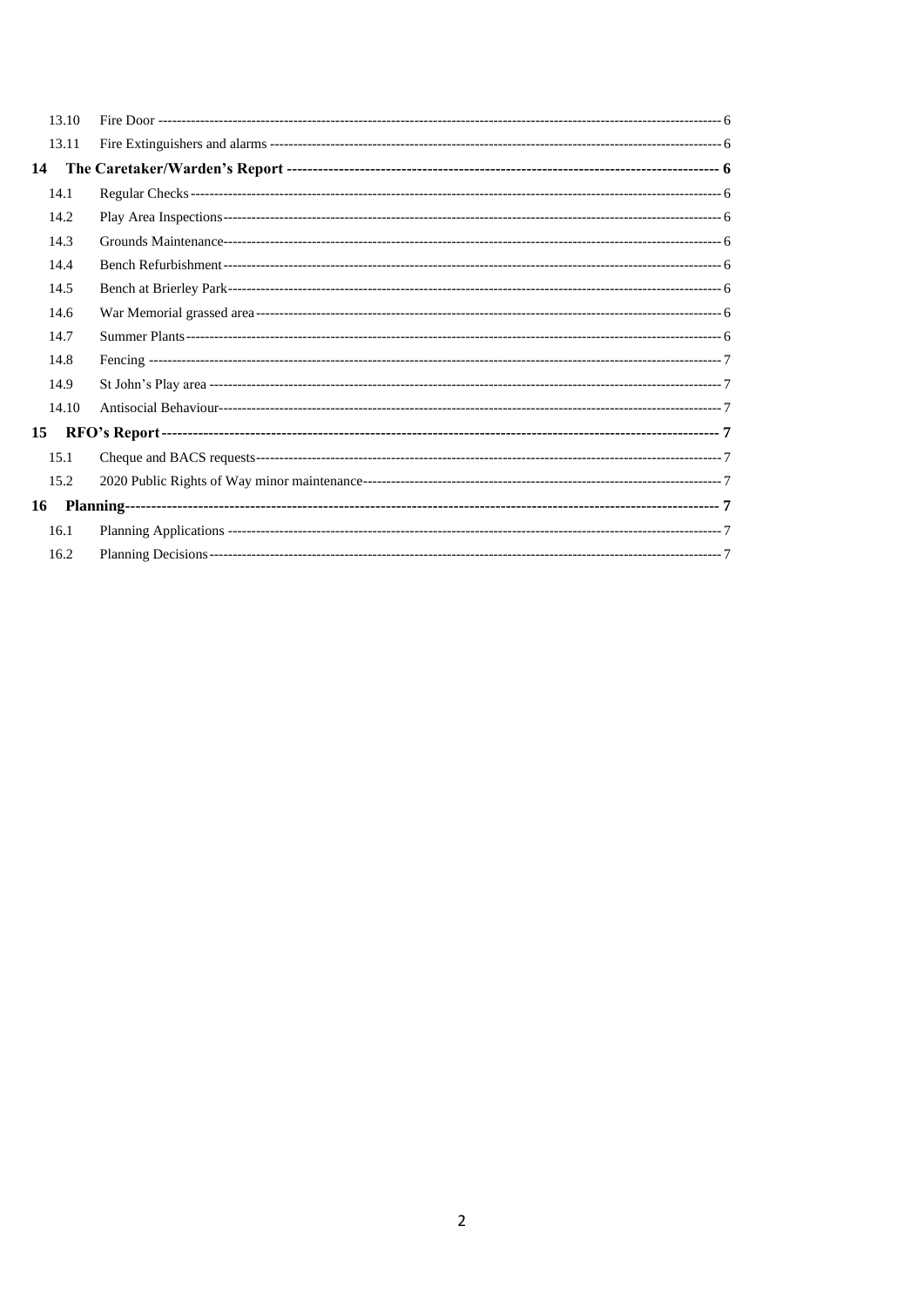| | | |
|---|---|---|
| 13.10 | Fire Door | 6 |
| 13.11 | Fire Extinguishers and alarms | 6 |
| **14** | **The Caretaker/Warden's Report** | **6** |
| 14.1 | Regular Checks | 6 |
| 14.2 | Play Area Inspections | 6 |
| 14.3 | Grounds Maintenance | 6 |
| 14.4 | Bench Refurbishment | 6 |
| 14.5 | Bench at Brierley Park | 6 |
| 14.6 | War Memorial grassed area | 6 |
| 14.7 | Summer Plants | 6 |
| 14.8 | Fencing | 7 |
| 14.9 | St John's Play area | 7 |
| 14.10 | Antisocial Behaviour | 7 |
| **15** | **RFO's Report** | **7** |
| 15.1 | Cheque and BACS requests | 7 |
| 15.2 | 2020 Public Rights of Way minor maintenance | 7 |
| **16** | **Planning** | **7** |
| 16.1 | Planning Applications | 7 |
| 16.2 | Planning Decisions | 7 |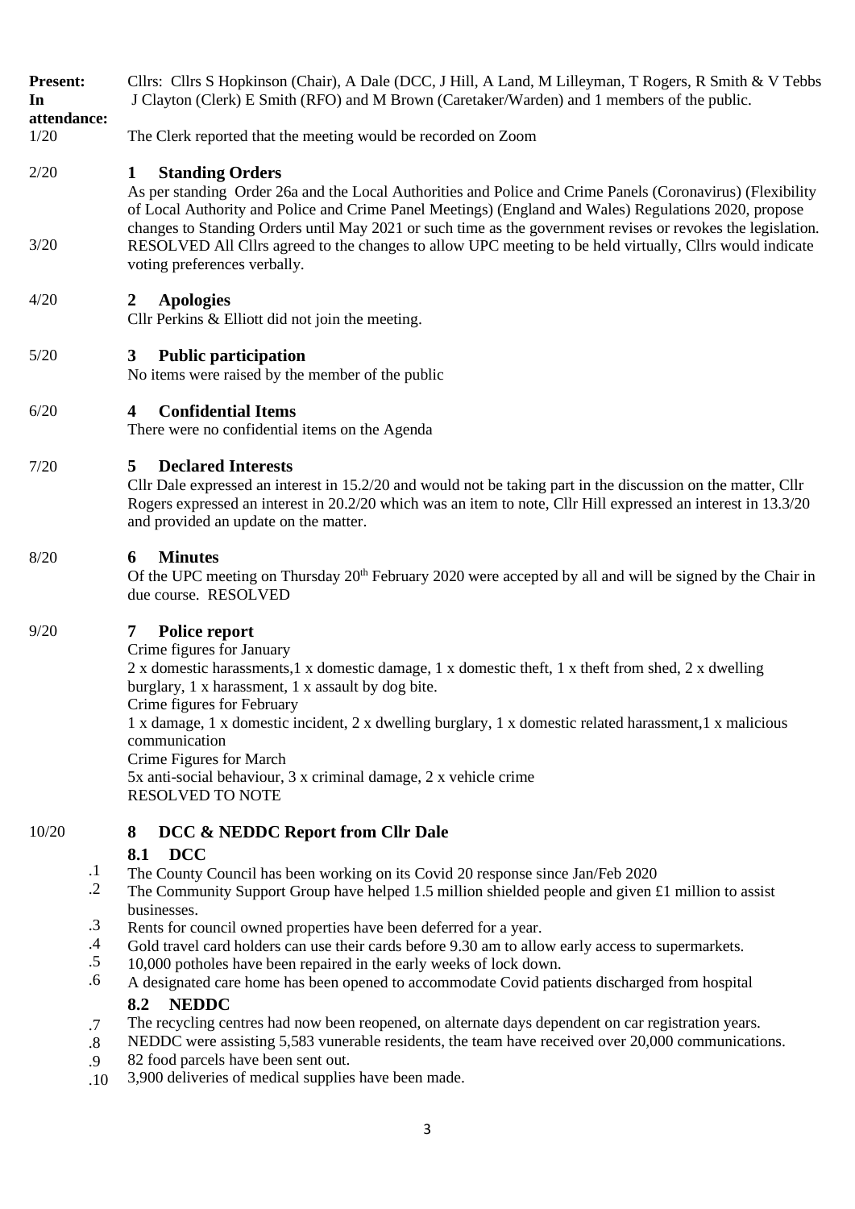**Present:** Cllrs: Cllrs S Hopkinson (Chair), A Dale (DCC, J Hill, A Land, M Lilleyman, T Rogers, R Smith & V Tebbs

**In attendance:** J Clayton (Clerk) E Smith (RFO) and M Brown (Caretaker/Warden) and 1 members of the public.

1/20 The Clerk reported that the meeting would be recorded on Zoom

2/20 **1 Standing Orders**

As per standing Order 26a and the Local Authorities and Police and Crime Panels (Coronavirus) (Flexibility of Local Authority and Police and Crime Panel Meetings) (England and Wales) Regulations 2020, propose changes to Standing Orders until May 2021 or such time as the government revises or revokes the legislation.

3/20 RESOLVED All Cllrs agreed to the changes to allow UPC meeting to be held virtually, Cllrs would indicate voting preferences verbally.

4/20 **2 Apologies**

Cllr Perkins & Elliott did not join the meeting.

5/20 **3 Public participation**

No items were raised by the member of the public

6/20 **4 Confidential Items**

There were no confidential items on the Agenda

7/20 **5 Declared Interests**

Cllr Dale expressed an interest in 15.2/20 and would not be taking part in the discussion on the matter, Cllr Rogers expressed an interest in 20.2/20 which was an item to note, Cllr Hill expressed an interest in 13.3/20 and provided an update on the matter.

8/20 **6 Minutes**

Of the UPC meeting on Thursday 20th February 2020 were accepted by all and will be signed by the Chair in due course. RESOLVED

9/20 **7 Police report**

Crime figures for January

2 x domestic harassments,1 x domestic damage, 1 x domestic theft, 1 x theft from shed, 2 x dwelling burglary, 1 x harassment, 1 x assault by dog bite.

Crime figures for February

1 x damage, 1 x domestic incident, 2 x dwelling burglary, 1 x domestic related harassment,1 x malicious communication

Crime Figures for March

5x anti-social behaviour, 3 x criminal damage, 2 x vehicle crime

RESOLVED TO NOTE

10/20 **8 DCC & NEDDC Report from Cllr Dale**

**8.1 DCC**

.1 The County Council has been working on its Covid 20 response since Jan/Feb 2020

.2 The Community Support Group have helped 1.5 million shielded people and given £1 million to assist businesses.

.3 Rents for council owned properties have been deferred for a year.

.4 Gold travel card holders can use their cards before 9.30 am to allow early access to supermarkets.

.5 10,000 potholes have been repaired in the early weeks of lock down.

.6 A designated care home has been opened to accommodate Covid patients discharged from hospital

**8.2 NEDDC**

.7 The recycling centres had now been reopened, on alternate days dependent on car registration years.

.8 NEDDC were assisting 5,583 vunerable residents, the team have received over 20,000 communications.

.9 82 food parcels have been sent out.

.10 3,900 deliveries of medical supplies have been made.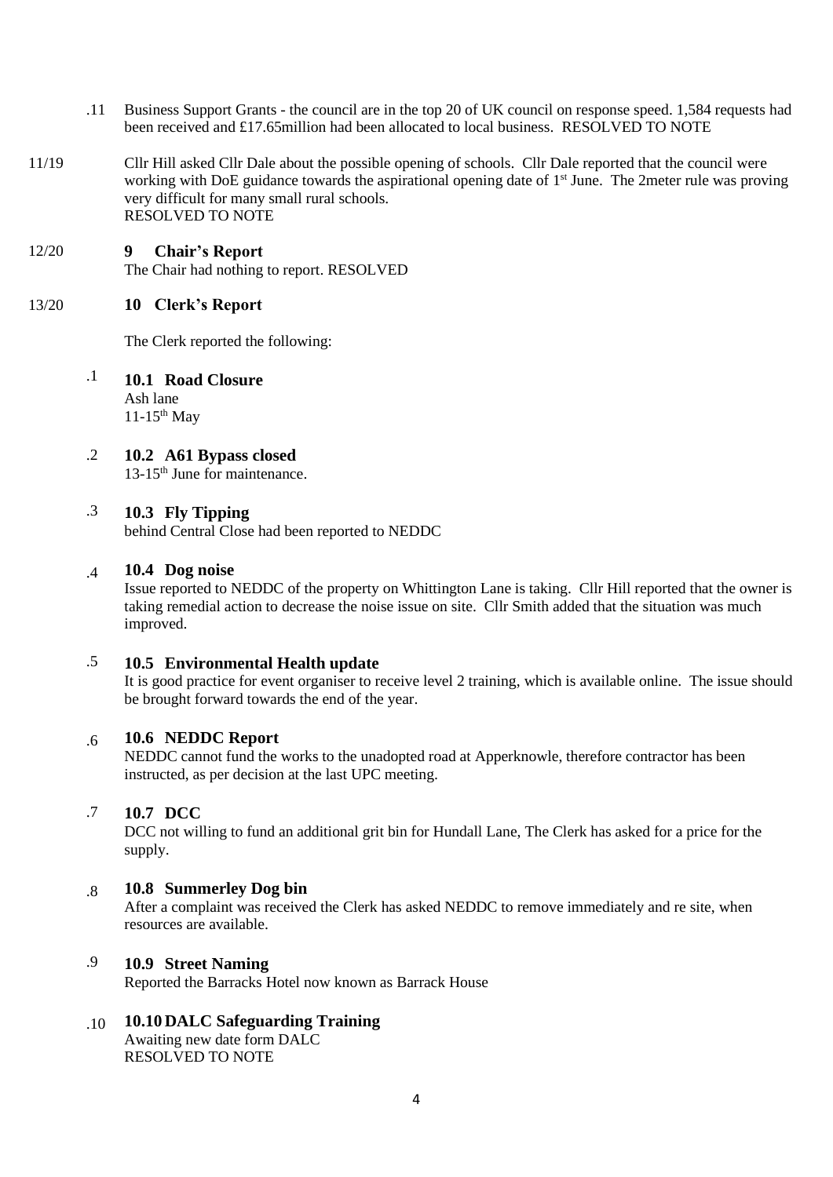.11 Business Support Grants - the council are in the top 20 of UK council on response speed. 1,584 requests had been received and £17.65million had been allocated to local business. RESOLVED TO NOTE

11/19 Cllr Hill asked Cllr Dale about the possible opening of schools. Cllr Dale reported that the council were working with DoE guidance towards the aspirational opening date of 1st June. The 2meter rule was proving very difficult for many small rural schools.
RESOLVED TO NOTE

12/20 **9 Chair's Report**

The Chair had nothing to report. RESOLVED

13/20 **10 Clerk's Report**

The Clerk reported the following:

.1 **10.1 Road Closure**
Ash lane
11-15th May

.2 **10.2 A61 Bypass closed**
13-15th June for maintenance.

.3 **10.3 Fly Tipping**
behind Central Close had been reported to NEDDC

.4 **10.4 Dog noise**
Issue reported to NEDDC of the property on Whittington Lane is taking. Cllr Hill reported that the owner is taking remedial action to decrease the noise issue on site. Cllr Smith added that the situation was much improved.

.5 **10.5 Environmental Health update**
It is good practice for event organiser to receive level 2 training, which is available online. The issue should be brought forward towards the end of the year.

.6 **10.6 NEDDC Report**
NEDDC cannot fund the works to the unadopted road at Apperknowle, therefore contractor has been instructed, as per decision at the last UPC meeting.

.7 **10.7 DCC**
DCC not willing to fund an additional grit bin for Hundall Lane, The Clerk has asked for a price for the supply.

.8 **10.8 Summerley Dog bin**
After a complaint was received the Clerk has asked NEDDC to remove immediately and re site, when resources are available.

.9 **10.9 Street Naming**
Reported the Barracks Hotel now known as Barrack House

.10 **10.10 DALC Safeguarding Training**
Awaiting new date form DALC
RESOLVED TO NOTE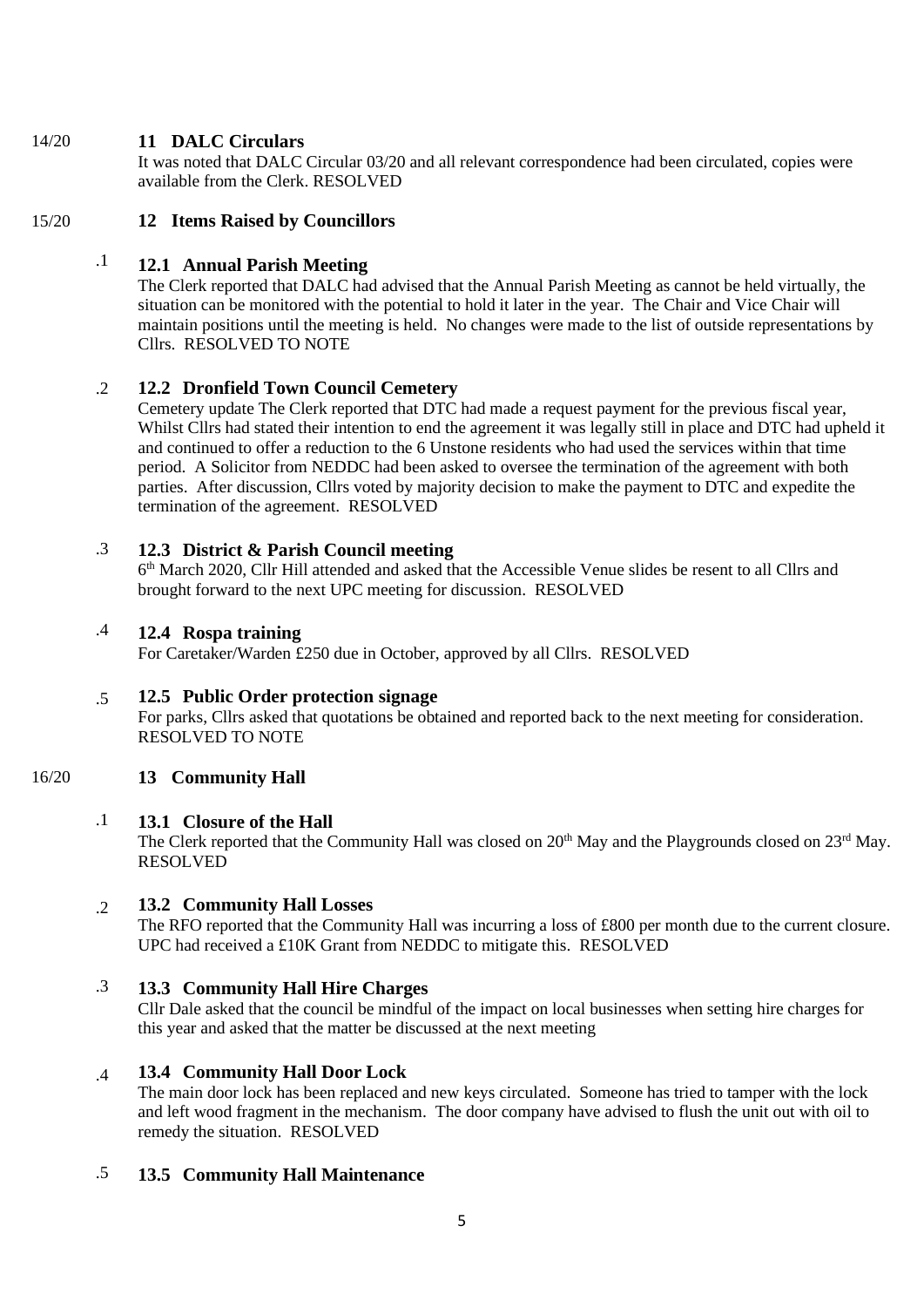14/20 **11 DALC Circulars**

It was noted that DALC Circular 03/20 and all relevant correspondence had been circulated, copies were available from the Clerk. RESOLVED

15/20 **12 Items Raised by Councillors**

.1 **12.1 Annual Parish Meeting**

The Clerk reported that DALC had advised that the Annual Parish Meeting as cannot be held virtually, the situation can be monitored with the potential to hold it later in the year. The Chair and Vice Chair will maintain positions until the meeting is held. No changes were made to the list of outside representations by Cllrs. RESOLVED TO NOTE

.2 **12.2 Dronfield Town Council Cemetery**

Cemetery update The Clerk reported that DTC had made a request payment for the previous fiscal year, Whilst Cllrs had stated their intention to end the agreement it was legally still in place and DTC had upheld it and continued to offer a reduction to the 6 Unstone residents who had used the services within that time period. A Solicitor from NEDDC had been asked to oversee the termination of the agreement with both parties. After discussion, Cllrs voted by majority decision to make the payment to DTC and expedite the termination of the agreement. RESOLVED

.3 **12.3 District & Parish Council meeting**

6th March 2020, Cllr Hill attended and asked that the Accessible Venue slides be resent to all Cllrs and brought forward to the next UPC meeting for discussion. RESOLVED

.4 **12.4 Rospa training**

For Caretaker/Warden £250 due in October, approved by all Cllrs. RESOLVED

.5 **12.5 Public Order protection signage**

For parks, Cllrs asked that quotations be obtained and reported back to the next meeting for consideration. RESOLVED TO NOTE

16/20 **13 Community Hall**

.1 **13.1 Closure of the Hall**

The Clerk reported that the Community Hall was closed on 20th May and the Playgrounds closed on 23rd May. RESOLVED

.2 **13.2 Community Hall Losses**

The RFO reported that the Community Hall was incurring a loss of £800 per month due to the current closure. UPC had received a £10K Grant from NEDDC to mitigate this. RESOLVED

.3 **13.3 Community Hall Hire Charges**

Cllr Dale asked that the council be mindful of the impact on local businesses when setting hire charges for this year and asked that the matter be discussed at the next meeting

.4 **13.4 Community Hall Door Lock**

The main door lock has been replaced and new keys circulated. Someone has tried to tamper with the lock and left wood fragment in the mechanism. The door company have advised to flush the unit out with oil to remedy the situation. RESOLVED

.5 **13.5 Community Hall Maintenance**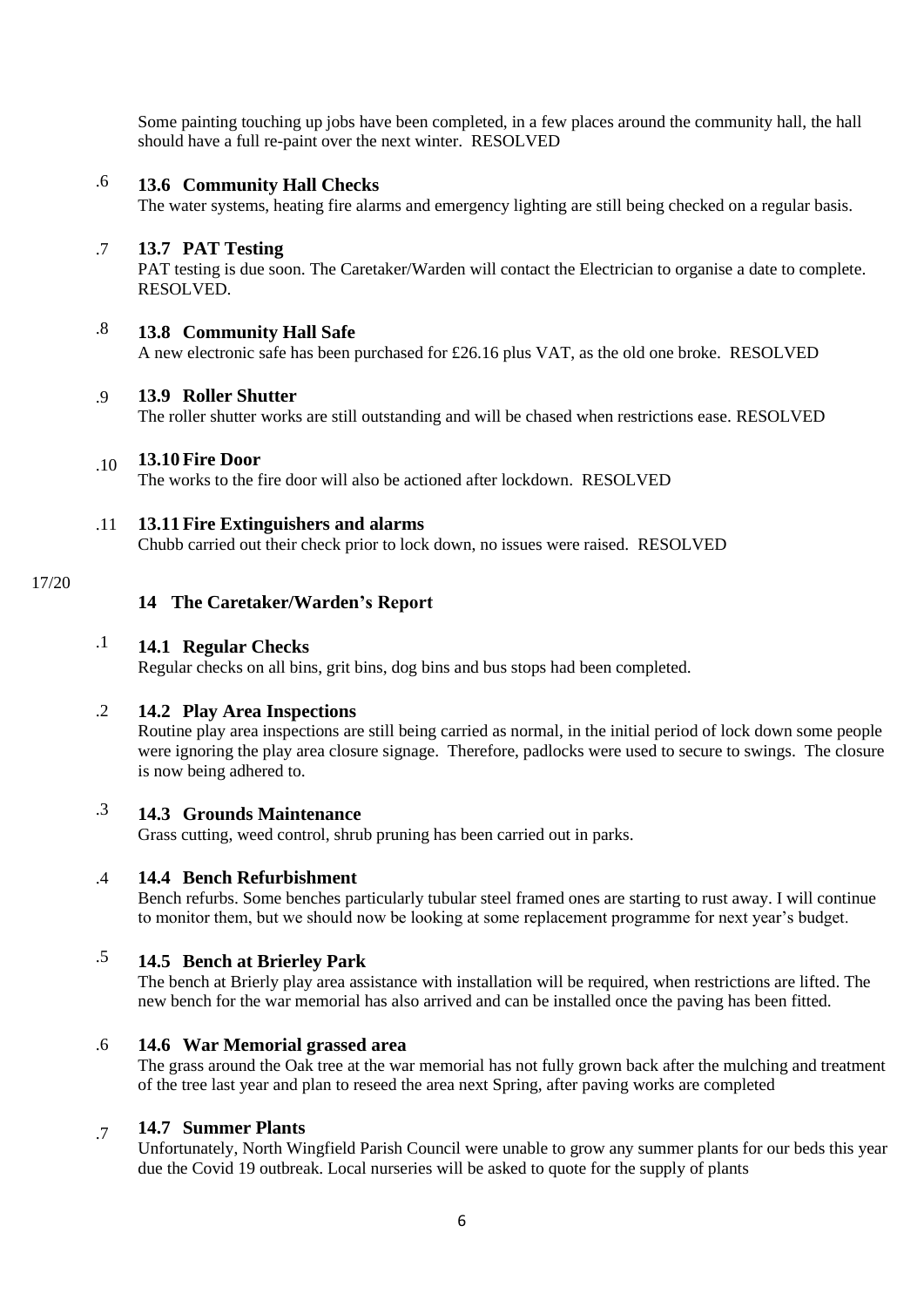Some painting touching up jobs have been completed, in a few places around the community hall, the hall should have a full re-paint over the next winter. RESOLVED

.6 **13.6 Community Hall Checks**

The water systems, heating fire alarms and emergency lighting are still being checked on a regular basis.

.7 **13.7 PAT Testing**

PAT testing is due soon. The Caretaker/Warden will contact the Electrician to organise a date to complete. RESOLVED.

.8 **13.8 Community Hall Safe**

A new electronic safe has been purchased for £26.16 plus VAT, as the old one broke. RESOLVED

.9 **13.9 Roller Shutter**

The roller shutter works are still outstanding and will be chased when restrictions ease. RESOLVED

.10 **13.10 Fire Door**

The works to the fire door will also be actioned after lockdown. RESOLVED

.11 **13.11 Fire Extinguishers and alarms**

Chubb carried out their check prior to lock down, no issues were raised. RESOLVED

17/20

## 14 The Caretaker/Warden's Report

.1 **14.1 Regular Checks**

Regular checks on all bins, grit bins, dog bins and bus stops had been completed.

.2 **14.2 Play Area Inspections**

Routine play area inspections are still being carried as normal, in the initial period of lock down some people were ignoring the play area closure signage. Therefore, padlocks were used to secure to swings. The closure is now being adhered to.

.3 **14.3 Grounds Maintenance**

Grass cutting, weed control, shrub pruning has been carried out in parks.

.4 **14.4 Bench Refurbishment**

Bench refurbs. Some benches particularly tubular steel framed ones are starting to rust away. I will continue to monitor them, but we should now be looking at some replacement programme for next year's budget.

.5 **14.5 Bench at Brierley Park**

The bench at Brierly play area assistance with installation will be required, when restrictions are lifted. The new bench for the war memorial has also arrived and can be installed once the paving has been fitted.

.6 **14.6 War Memorial grassed area**

The grass around the Oak tree at the war memorial has not fully grown back after the mulching and treatment of the tree last year and plan to reseed the area next Spring, after paving works are completed

.7 **14.7 Summer Plants**

Unfortunately, North Wingfield Parish Council were unable to grow any summer plants for our beds this year due the Covid 19 outbreak. Local nurseries will be asked to quote for the supply of plants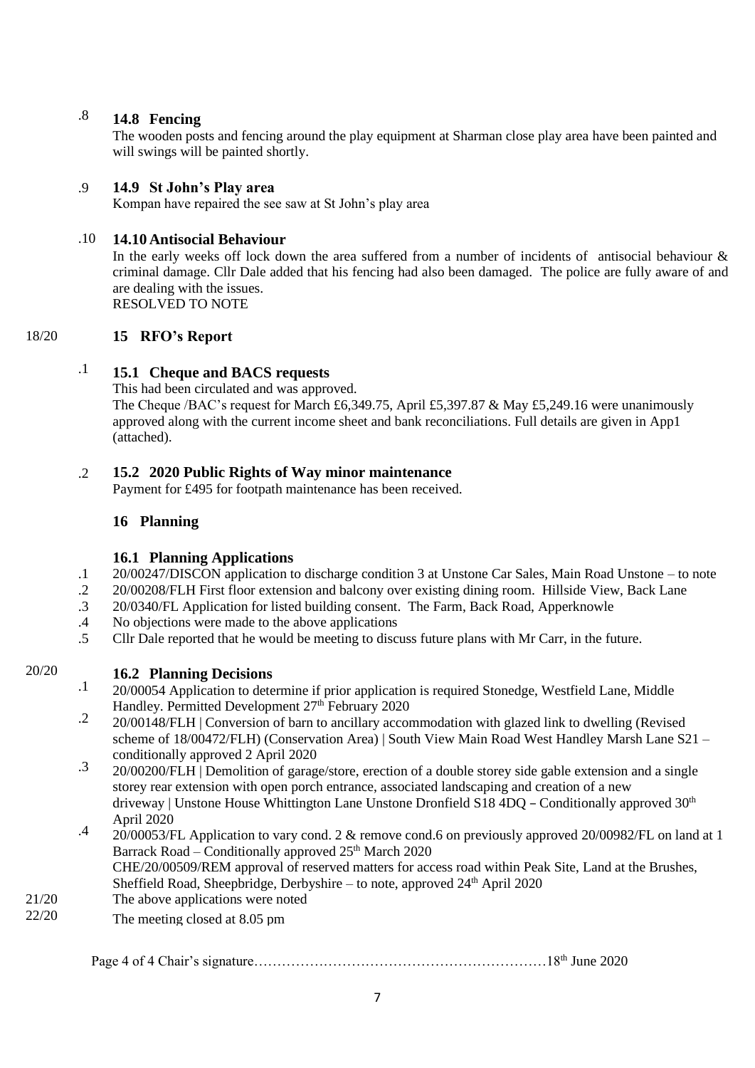.8 **14.8 Fencing**

The wooden posts and fencing around the play equipment at Sharman close play area have been painted and will swings will be painted shortly.

.9 **14.9 St John's Play area**

Kompan have repaired the see saw at St John's play area

.10 **14.10 Antisocial Behaviour**

In the early weeks off lock down the area suffered from a number of incidents of antisocial behaviour & criminal damage. Cllr Dale added that his fencing had also been damaged. The police are fully aware of and are dealing with the issues.
RESOLVED TO NOTE

18/20 **15 RFO's Report**

.1 **15.1 Cheque and BACS requests**

This had been circulated and was approved.
The Cheque /BAC's request for March £6,349.75, April £5,397.87 & May £5,249.16 were unanimously approved along with the current income sheet and bank reconciliations. Full details are given in App1 (attached).

.2 **15.2 2020 Public Rights of Way minor maintenance**

Payment for £495 for footpath maintenance has been received.

**16 Planning**

**16.1 Planning Applications**

.1 20/00247/DISCON application to discharge condition 3 at Unstone Car Sales, Main Road Unstone – to note
.2 20/00208/FLH First floor extension and balcony over existing dining room. Hillside View, Back Lane
.3 20/0340/FL Application for listed building consent. The Farm, Back Road, Apperknowle
.4 No objections were made to the above applications
.5 Cllr Dale reported that he would be meeting to discuss future plans with Mr Carr, in the future.

20/20 **16.2 Planning Decisions**

.1 20/00054 Application to determine if prior application is required Stonedge, Westfield Lane, Middle Handley. Permitted Development 27th February 2020
.2 20/00148/FLH | Conversion of barn to ancillary accommodation with glazed link to dwelling (Revised scheme of 18/00472/FLH) (Conservation Area) | South View Main Road West Handley Marsh Lane S21 – conditionally approved 2 April 2020
.3 20/00200/FLH | Demolition of garage/store, erection of a double storey side gable extension and a single storey rear extension with open porch entrance, associated landscaping and creation of a new driveway | Unstone House Whittington Lane Unstone Dronfield S18 4DQ – Conditionally approved 30th April 2020
.4 20/00053/FL Application to vary cond. 2 & remove cond.6 on previously approved 20/00982/FL on land at 1 Barrack Road – Conditionally approved 25th March 2020
CHE/20/00509/REM approval of reserved matters for access road within Peak Site, Land at the Brushes, Sheffield Road, Sheepbridge, Derbyshire – to note, approved 24th April 2020

21/20 The above applications were noted

22/20 The meeting closed at 8.05 pm

Chair's signature……………………………………………………18th June 2020